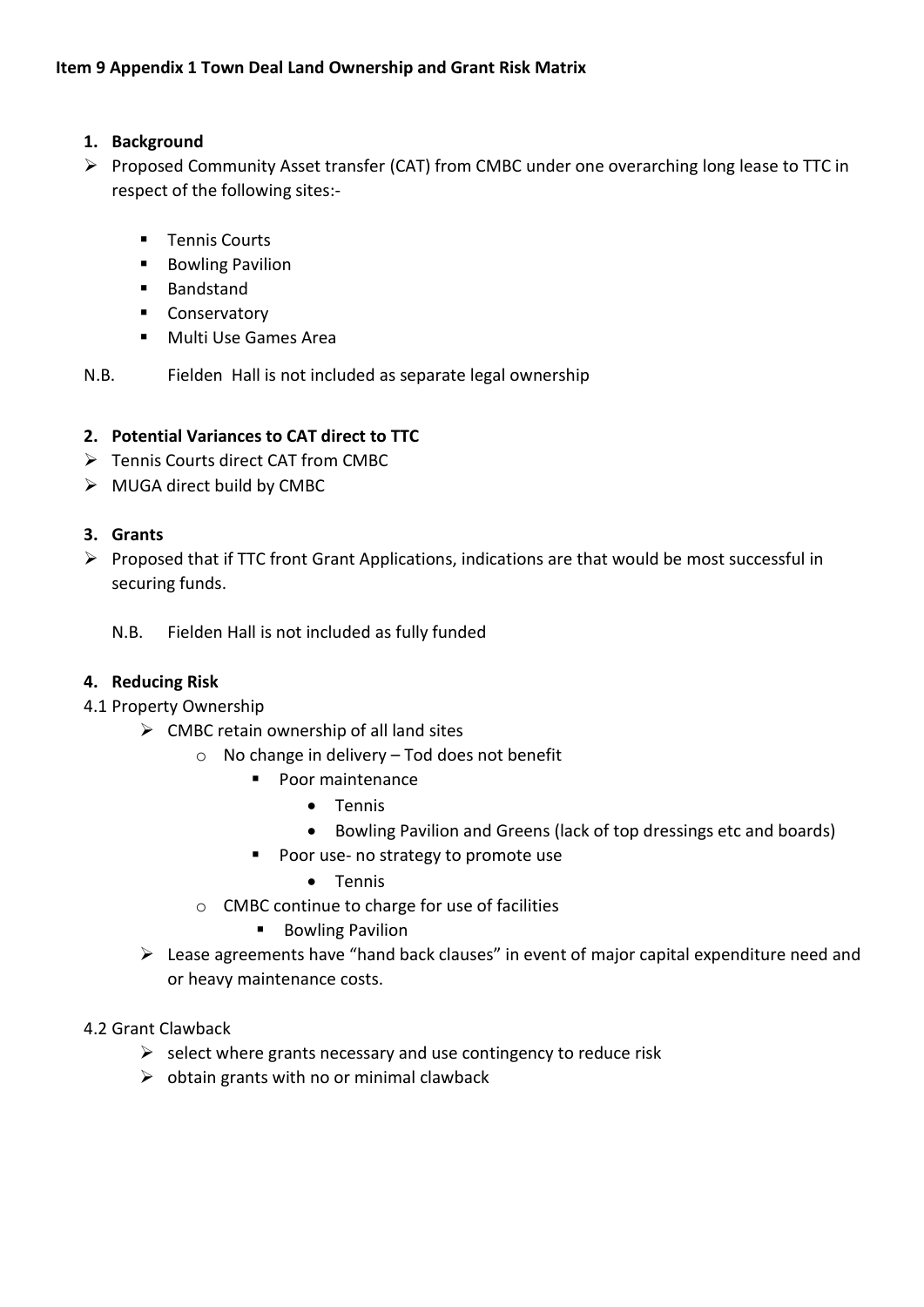**Item 9 Appendix 1 Town Deal Land Ownership and Grant Risk Matrix**

1. **Background**

- Proposed Community Asset transfer (CAT) from CMBC under one overarching long lease to TTC in respect of the following sites:-
  - Tennis Courts
  - Bowling Pavilion
  - Bandstand
  - Conservatory
  - Multi Use Games Area

N.B. Fielden Hall is not included as separate legal ownership

2. **Potential Variances to CAT direct to TTC**

- Tennis Courts direct CAT from CMBC
- MUGA direct build by CMBC

3. **Grants**

- Proposed that if TTC front Grant Applications, indications are that would be most successful in securing funds.

  N.B. Fielden Hall is not included as fully funded

4. **Reducing Risk**

4.1 Property Ownership

- CMBC retain ownership of all land sites
  - No change in delivery – Tod does not benefit
    - Poor maintenance
      - Tennis
      - Bowling Pavilion and Greens (lack of top dressings etc and boards)
    - Poor use- no strategy to promote use
      - Tennis
  - CMBC continue to charge for use of facilities
    - Bowling Pavilion
- Lease agreements have "hand back clauses" in event of major capital expenditure need and or heavy maintenance costs.

4.2 Grant Clawback

- select where grants necessary and use contingency to reduce risk
- obtain grants with no or minimal clawback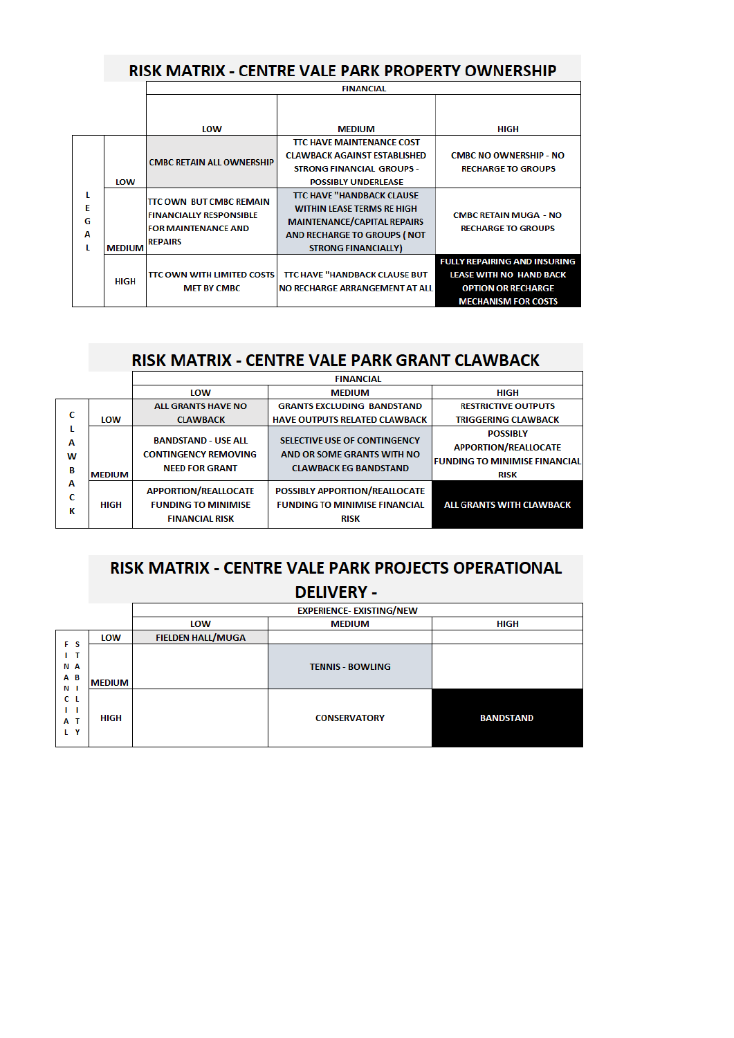# RISK MATRIX - CENTRE VALE PARK PROPERTY OWNERSHIP

| | | FINANCIAL | | |
|---|---|---|---|---|
| | | LOW | MEDIUM | HIGH |
| LEGAL | LOW | CMBC RETAIN ALL OWNERSHIP | TTC HAVE MAINTENANCE COST CLAWBACK AGAINST ESTABLISHED STRONG FINANCIAL GROUPS - POSSIBLY UNDERLEASE | CMBC NO OWNERSHIP - NO RECHARGE TO GROUPS |
| | MEDIUM | TTC OWN BUT CMBC REMAIN FINANCIALLY RESPONSIBLE FOR MAINTENANCE AND REPAIRS | TTC HAVE "HANDBACK CLAUSE WITHIN LEASE TERMS RE HIGH MAINTENANCE/CAPITAL REPAIRS AND RECHARGE TO GROUPS ( NOT STRONG FINANCIALLY) | CMBC RETAIN MUGA - NO RECHARGE TO GROUPS |
| | HIGH | TTC OWN WITH LIMITED COSTS MET BY CMBC | TTC HAVE "HANDBACK CLAUSE BUT NO RECHARGE ARRANGEMENT AT ALL | FULLY REPAIRING AND INSURING LEASE WITH NO HAND BACK OPTION OR RECHARGE MECHANISM FOR COSTS |

# RISK MATRIX - CENTRE VALE PARK GRANT CLAWBACK

| | | FINANCIAL | | |
|---|---|---|---|---|
| | | LOW | MEDIUM | HIGH |
| CLAWBACK | LOW | ALL GRANTS HAVE NO CLAWBACK | GRANTS EXCLUDING BANDSTAND HAVE OUTPUTS RELATED CLAWBACK | RESTRICTIVE OUTPUTS TRIGGERING CLAWBACK |
| | MEDIUM | BANDSTAND - USE ALL CONTINGENCY REMOVING NEED FOR GRANT | SELECTIVE USE OF CONTINGENCY AND OR SOME GRANTS WITH NO CLAWBACK EG BANDSTAND | POSSIBLY APPORTION/REALLOCATE FUNDING TO MINIMISE FINANCIAL RISK |
| | HIGH | APPORTION/REALLOCATE FUNDING TO MINIMISE FINANCIAL RISK | POSSIBLY APPORTION/REALLOCATE FUNDING TO MINIMISE FINANCIAL RISK | ALL GRANTS WITH CLAWBACK |

# RISK MATRIX - CENTRE VALE PARK PROJECTS OPERATIONAL DELIVERY -

| | | EXPERIENCE- EXISTING/NEW | | |
|---|---|---|---|---|
| | | LOW | MEDIUM | HIGH |
| FINANCIAL STABILITY | LOW | FIELDEN HALL/MUGA | | |
| | MEDIUM | | TENNIS - BOWLING | |
| | HIGH | | CONSERVATORY | BANDSTAND |